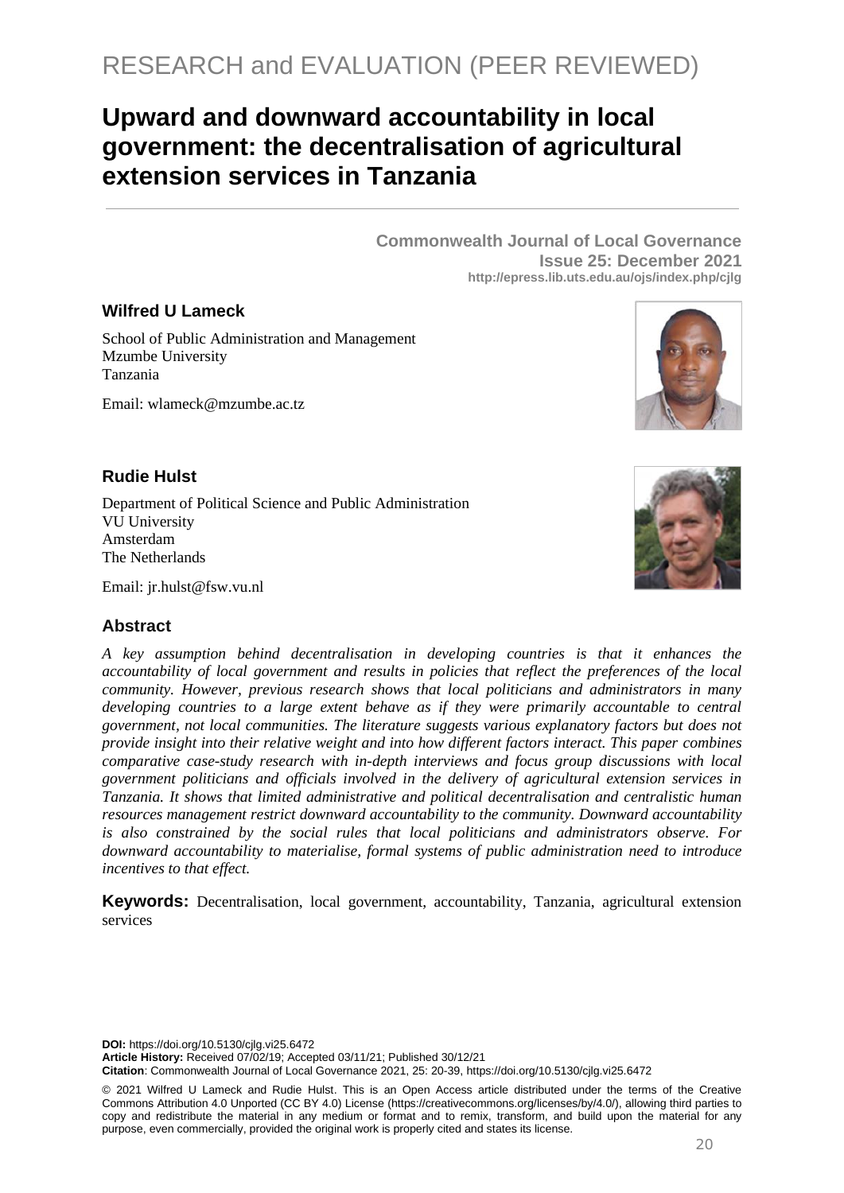RESEARCH and EVALUATION (PEER REVIEWED)

# Upward and downward accountability in local government: the decentralisation of agricultural extension services in Tanzania

**Commonwealth Journal of Local Governance**
**Issue 25: December 2021**
**http://epress.lib.uts.edu.au/ojs/index.php/cjlg**

### Wilfred U Lameck

School of Public Administration and Management
Mzumbe University
Tanzania

Email: wlameck@mzumbe.ac.tz

### Rudie Hulst

Department of Political Science and Public Administration
VU University
Amsterdam
The Netherlands

Email: jr.hulst@fsw.vu.nl

## Abstract

*A key assumption behind decentralisation in developing countries is that it enhances the accountability of local government and results in policies that reflect the preferences of the local community. However, previous research shows that local politicians and administrators in many developing countries to a large extent behave as if they were primarily accountable to central government, not local communities. The literature suggests various explanatory factors but does not provide insight into their relative weight and into how different factors interact. This paper combines comparative case-study research with in-depth interviews and focus group discussions with local government politicians and officials involved in the delivery of agricultural extension services in Tanzania. It shows that limited administrative and political decentralisation and centralistic human resources management restrict downward accountability to the community. Downward accountability is also constrained by the social rules that local politicians and administrators observe. For downward accountability to materialise, formal systems of public administration need to introduce incentives to that effect.*

**Keywords:** Decentralisation, local government, accountability, Tanzania, agricultural extension services

**DOI:** https://doi.org/10.5130/cjlg.vi25.6472
**Article History:** Received 07/02/19; Accepted 03/11/21; Published 30/12/21
**Citation**: Commonwealth Journal of Local Governance 2021, 25: 20-39, https://doi.org/10.5130/cjlg.vi25.6472

© 2021 Wilfred U Lameck and Rudie Hulst. This is an Open Access article distributed under the terms of the Creative Commons Attribution 4.0 Unported (CC BY 4.0) License (https://creativecommons.org/licenses/by/4.0/), allowing third parties to copy and redistribute the material in any medium or format and to remix, transform, and build upon the material for any purpose, even commercially, provided the original work is properly cited and states its license.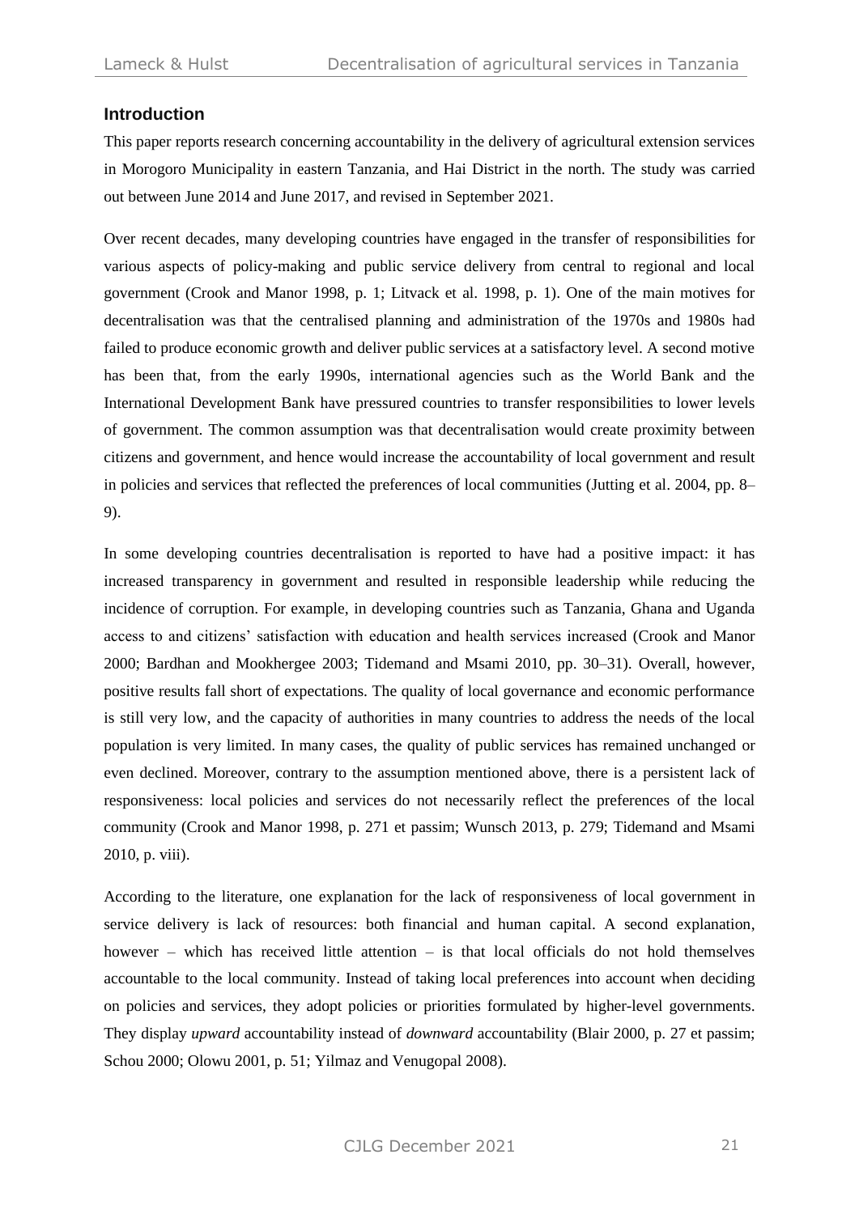## Introduction

This paper reports research concerning accountability in the delivery of agricultural extension services in Morogoro Municipality in eastern Tanzania, and Hai District in the north. The study was carried out between June 2014 and June 2017, and revised in September 2021.

Over recent decades, many developing countries have engaged in the transfer of responsibilities for various aspects of policy-making and public service delivery from central to regional and local government (Crook and Manor 1998, p. 1; Litvack et al. 1998, p. 1). One of the main motives for decentralisation was that the centralised planning and administration of the 1970s and 1980s had failed to produce economic growth and deliver public services at a satisfactory level. A second motive has been that, from the early 1990s, international agencies such as the World Bank and the International Development Bank have pressured countries to transfer responsibilities to lower levels of government. The common assumption was that decentralisation would create proximity between citizens and government, and hence would increase the accountability of local government and result in policies and services that reflected the preferences of local communities (Jutting et al. 2004, pp. 8–9).

In some developing countries decentralisation is reported to have had a positive impact: it has increased transparency in government and resulted in responsible leadership while reducing the incidence of corruption. For example, in developing countries such as Tanzania, Ghana and Uganda access to and citizens' satisfaction with education and health services increased (Crook and Manor 2000; Bardhan and Mookhergee 2003; Tidemand and Msami 2010, pp. 30–31). Overall, however, positive results fall short of expectations. The quality of local governance and economic performance is still very low, and the capacity of authorities in many countries to address the needs of the local population is very limited. In many cases, the quality of public services has remained unchanged or even declined. Moreover, contrary to the assumption mentioned above, there is a persistent lack of responsiveness: local policies and services do not necessarily reflect the preferences of the local community (Crook and Manor 1998, p. 271 et passim; Wunsch 2013, p. 279; Tidemand and Msami 2010, p. viii).

According to the literature, one explanation for the lack of responsiveness of local government in service delivery is lack of resources: both financial and human capital. A second explanation, however – which has received little attention – is that local officials do not hold themselves accountable to the local community. Instead of taking local preferences into account when deciding on policies and services, they adopt policies or priorities formulated by higher-level governments. They display *upward* accountability instead of *downward* accountability (Blair 2000, p. 27 et passim; Schou 2000; Olowu 2001, p. 51; Yilmaz and Venugopal 2008).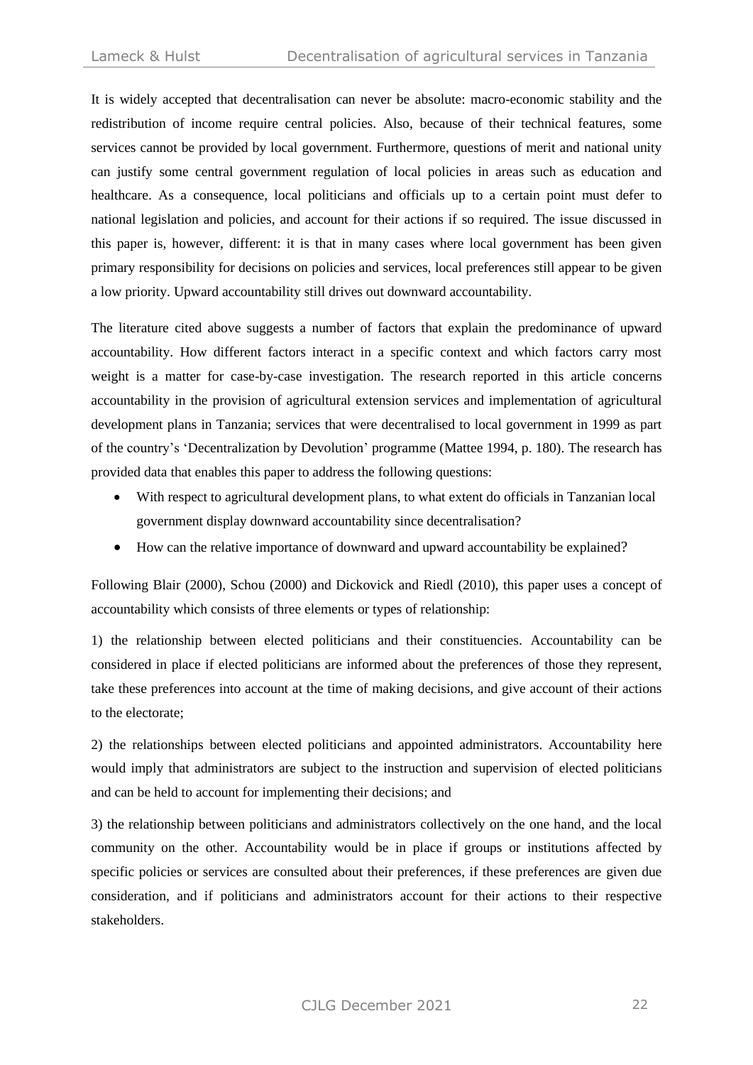It is widely accepted that decentralisation can never be absolute: macro-economic stability and the redistribution of income require central policies. Also, because of their technical features, some services cannot be provided by local government. Furthermore, questions of merit and national unity can justify some central government regulation of local policies in areas such as education and healthcare. As a consequence, local politicians and officials up to a certain point must defer to national legislation and policies, and account for their actions if so required. The issue discussed in this paper is, however, different: it is that in many cases where local government has been given primary responsibility for decisions on policies and services, local preferences still appear to be given a low priority. Upward accountability still drives out downward accountability.

The literature cited above suggests a number of factors that explain the predominance of upward accountability. How different factors interact in a specific context and which factors carry most weight is a matter for case-by-case investigation. The research reported in this article concerns accountability in the provision of agricultural extension services and implementation of agricultural development plans in Tanzania; services that were decentralised to local government in 1999 as part of the country's 'Decentralization by Devolution' programme (Mattee 1994, p. 180). The research has provided data that enables this paper to address the following questions:

- With respect to agricultural development plans, to what extent do officials in Tanzanian local government display downward accountability since decentralisation?
- How can the relative importance of downward and upward accountability be explained?

Following Blair (2000), Schou (2000) and Dickovick and Riedl (2010), this paper uses a concept of accountability which consists of three elements or types of relationship:

1) the relationship between elected politicians and their constituencies. Accountability can be considered in place if elected politicians are informed about the preferences of those they represent, take these preferences into account at the time of making decisions, and give account of their actions to the electorate;

2) the relationships between elected politicians and appointed administrators. Accountability here would imply that administrators are subject to the instruction and supervision of elected politicians and can be held to account for implementing their decisions; and

3) the relationship between politicians and administrators collectively on the one hand, and the local community on the other. Accountability would be in place if groups or institutions affected by specific policies or services are consulted about their preferences, if these preferences are given due consideration, and if politicians and administrators account for their actions to their respective stakeholders.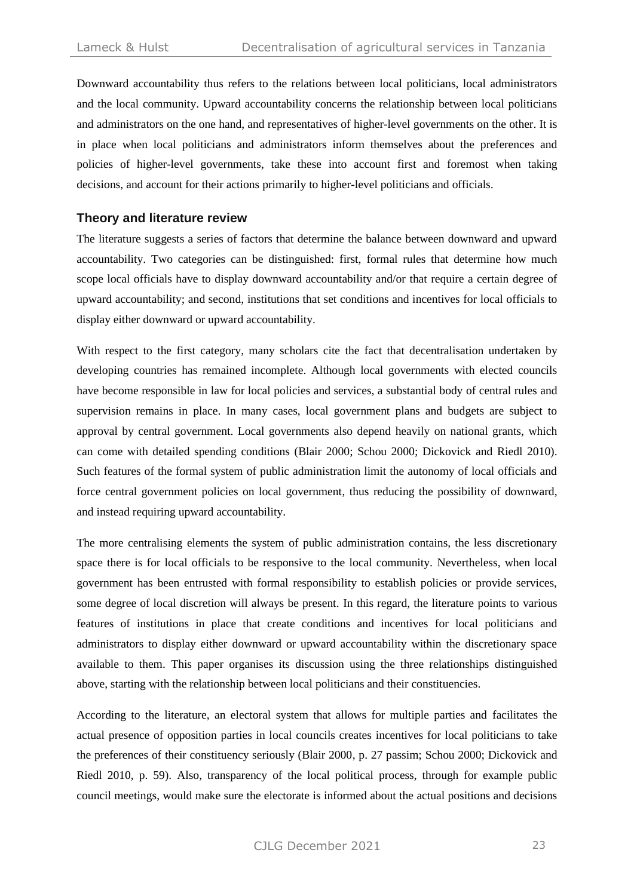Downward accountability thus refers to the relations between local politicians, local administrators and the local community. Upward accountability concerns the relationship between local politicians and administrators on the one hand, and representatives of higher-level governments on the other. It is in place when local politicians and administrators inform themselves about the preferences and policies of higher-level governments, take these into account first and foremost when taking decisions, and account for their actions primarily to higher-level politicians and officials.

## Theory and literature review

The literature suggests a series of factors that determine the balance between downward and upward accountability. Two categories can be distinguished: first, formal rules that determine how much scope local officials have to display downward accountability and/or that require a certain degree of upward accountability; and second, institutions that set conditions and incentives for local officials to display either downward or upward accountability.

With respect to the first category, many scholars cite the fact that decentralisation undertaken by developing countries has remained incomplete. Although local governments with elected councils have become responsible in law for local policies and services, a substantial body of central rules and supervision remains in place. In many cases, local government plans and budgets are subject to approval by central government. Local governments also depend heavily on national grants, which can come with detailed spending conditions (Blair 2000; Schou 2000; Dickovick and Riedl 2010). Such features of the formal system of public administration limit the autonomy of local officials and force central government policies on local government, thus reducing the possibility of downward, and instead requiring upward accountability.

The more centralising elements the system of public administration contains, the less discretionary space there is for local officials to be responsive to the local community. Nevertheless, when local government has been entrusted with formal responsibility to establish policies or provide services, some degree of local discretion will always be present. In this regard, the literature points to various features of institutions in place that create conditions and incentives for local politicians and administrators to display either downward or upward accountability within the discretionary space available to them. This paper organises its discussion using the three relationships distinguished above, starting with the relationship between local politicians and their constituencies.

According to the literature, an electoral system that allows for multiple parties and facilitates the actual presence of opposition parties in local councils creates incentives for local politicians to take the preferences of their constituency seriously (Blair 2000, p. 27 passim; Schou 2000; Dickovick and Riedl 2010, p. 59). Also, transparency of the local political process, through for example public council meetings, would make sure the electorate is informed about the actual positions and decisions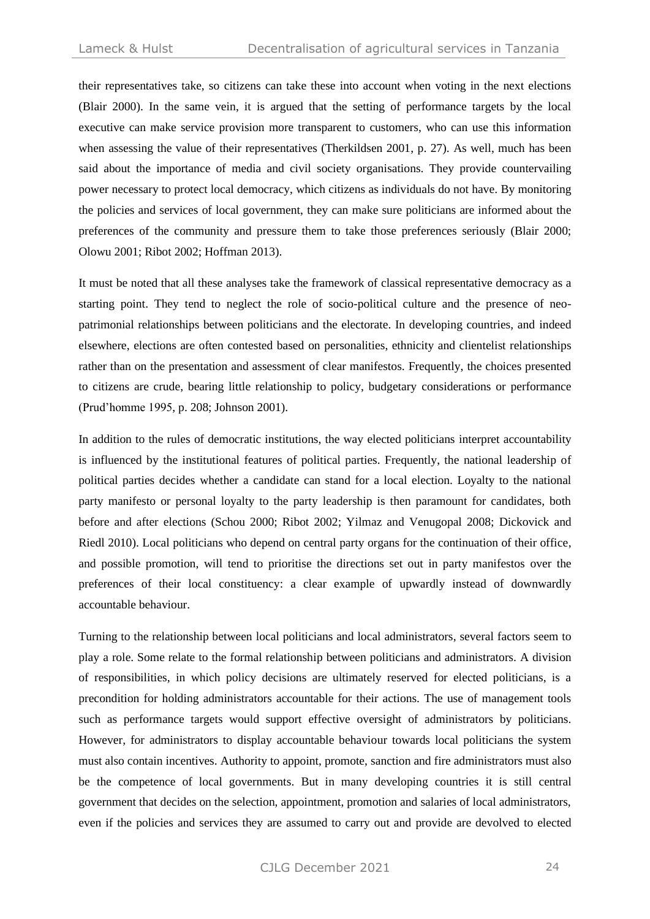their representatives take, so citizens can take these into account when voting in the next elections (Blair 2000). In the same vein, it is argued that the setting of performance targets by the local executive can make service provision more transparent to customers, who can use this information when assessing the value of their representatives (Therkildsen 2001, p. 27). As well, much has been said about the importance of media and civil society organisations. They provide countervailing power necessary to protect local democracy, which citizens as individuals do not have. By monitoring the policies and services of local government, they can make sure politicians are informed about the preferences of the community and pressure them to take those preferences seriously (Blair 2000; Olowu 2001; Ribot 2002; Hoffman 2013).

It must be noted that all these analyses take the framework of classical representative democracy as a starting point. They tend to neglect the role of socio-political culture and the presence of neo-patrimonial relationships between politicians and the electorate. In developing countries, and indeed elsewhere, elections are often contested based on personalities, ethnicity and clientelist relationships rather than on the presentation and assessment of clear manifestos. Frequently, the choices presented to citizens are crude, bearing little relationship to policy, budgetary considerations or performance (Prud'homme 1995, p. 208; Johnson 2001).

In addition to the rules of democratic institutions, the way elected politicians interpret accountability is influenced by the institutional features of political parties. Frequently, the national leadership of political parties decides whether a candidate can stand for a local election. Loyalty to the national party manifesto or personal loyalty to the party leadership is then paramount for candidates, both before and after elections (Schou 2000; Ribot 2002; Yilmaz and Venugopal 2008; Dickovick and Riedl 2010). Local politicians who depend on central party organs for the continuation of their office, and possible promotion, will tend to prioritise the directions set out in party manifestos over the preferences of their local constituency: a clear example of upwardly instead of downwardly accountable behaviour.

Turning to the relationship between local politicians and local administrators, several factors seem to play a role. Some relate to the formal relationship between politicians and administrators. A division of responsibilities, in which policy decisions are ultimately reserved for elected politicians, is a precondition for holding administrators accountable for their actions. The use of management tools such as performance targets would support effective oversight of administrators by politicians. However, for administrators to display accountable behaviour towards local politicians the system must also contain incentives. Authority to appoint, promote, sanction and fire administrators must also be the competence of local governments. But in many developing countries it is still central government that decides on the selection, appointment, promotion and salaries of local administrators, even if the policies and services they are assumed to carry out and provide are devolved to elected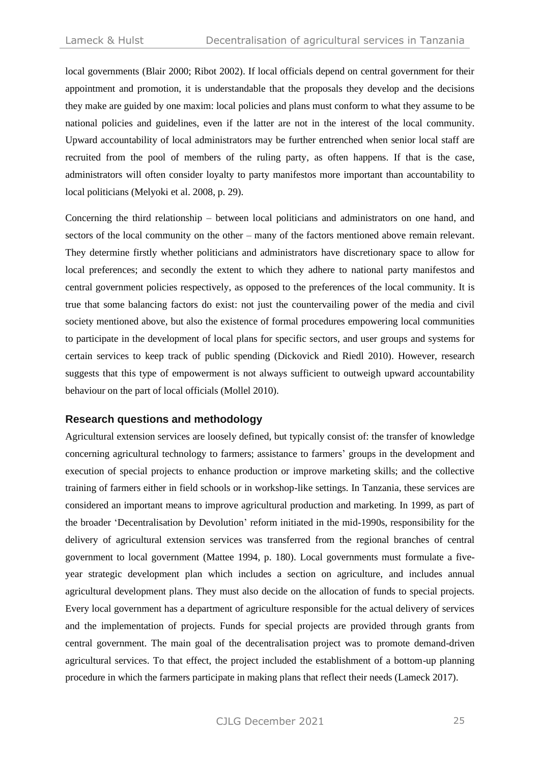local governments (Blair 2000; Ribot 2002). If local officials depend on central government for their appointment and promotion, it is understandable that the proposals they develop and the decisions they make are guided by one maxim: local policies and plans must conform to what they assume to be national policies and guidelines, even if the latter are not in the interest of the local community. Upward accountability of local administrators may be further entrenched when senior local staff are recruited from the pool of members of the ruling party, as often happens. If that is the case, administrators will often consider loyalty to party manifestos more important than accountability to local politicians (Melyoki et al. 2008, p. 29).

Concerning the third relationship – between local politicians and administrators on one hand, and sectors of the local community on the other – many of the factors mentioned above remain relevant. They determine firstly whether politicians and administrators have discretionary space to allow for local preferences; and secondly the extent to which they adhere to national party manifestos and central government policies respectively, as opposed to the preferences of the local community. It is true that some balancing factors do exist: not just the countervailing power of the media and civil society mentioned above, but also the existence of formal procedures empowering local communities to participate in the development of local plans for specific sectors, and user groups and systems for certain services to keep track of public spending (Dickovick and Riedl 2010). However, research suggests that this type of empowerment is not always sufficient to outweigh upward accountability behaviour on the part of local officials (Mollel 2010).

## Research questions and methodology

Agricultural extension services are loosely defined, but typically consist of: the transfer of knowledge concerning agricultural technology to farmers; assistance to farmers' groups in the development and execution of special projects to enhance production or improve marketing skills; and the collective training of farmers either in field schools or in workshop-like settings. In Tanzania, these services are considered an important means to improve agricultural production and marketing. In 1999, as part of the broader 'Decentralisation by Devolution' reform initiated in the mid-1990s, responsibility for the delivery of agricultural extension services was transferred from the regional branches of central government to local government (Mattee 1994, p. 180). Local governments must formulate a five-year strategic development plan which includes a section on agriculture, and includes annual agricultural development plans. They must also decide on the allocation of funds to special projects. Every local government has a department of agriculture responsible for the actual delivery of services and the implementation of projects. Funds for special projects are provided through grants from central government. The main goal of the decentralisation project was to promote demand-driven agricultural services. To that effect, the project included the establishment of a bottom-up planning procedure in which the farmers participate in making plans that reflect their needs (Lameck 2017).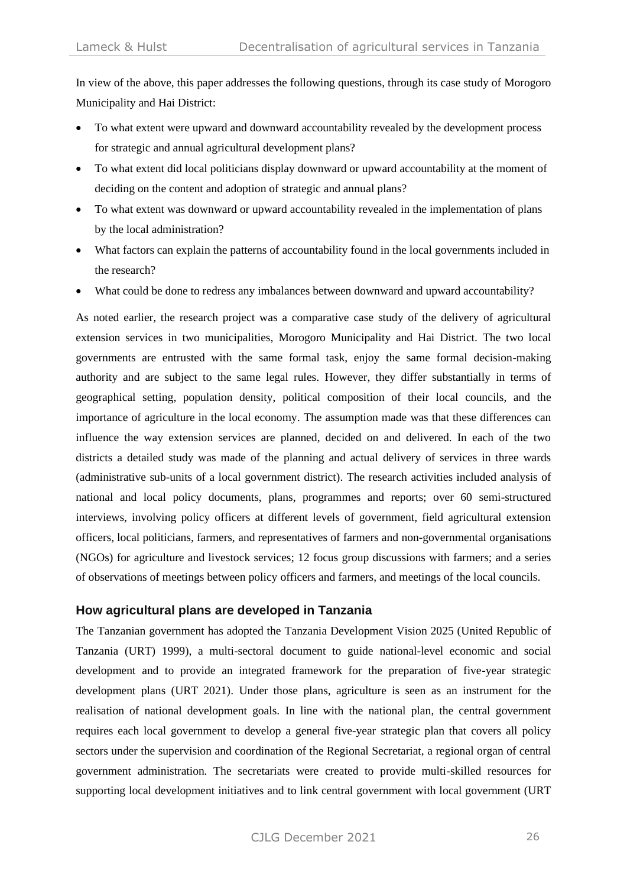In view of the above, this paper addresses the following questions, through its case study of Morogoro Municipality and Hai District:

- To what extent were upward and downward accountability revealed by the development process for strategic and annual agricultural development plans?
- To what extent did local politicians display downward or upward accountability at the moment of deciding on the content and adoption of strategic and annual plans?
- To what extent was downward or upward accountability revealed in the implementation of plans by the local administration?
- What factors can explain the patterns of accountability found in the local governments included in the research?
- What could be done to redress any imbalances between downward and upward accountability?

As noted earlier, the research project was a comparative case study of the delivery of agricultural extension services in two municipalities, Morogoro Municipality and Hai District. The two local governments are entrusted with the same formal task, enjoy the same formal decision-making authority and are subject to the same legal rules. However, they differ substantially in terms of geographical setting, population density, political composition of their local councils, and the importance of agriculture in the local economy. The assumption made was that these differences can influence the way extension services are planned, decided on and delivered. In each of the two districts a detailed study was made of the planning and actual delivery of services in three wards (administrative sub-units of a local government district). The research activities included analysis of national and local policy documents, plans, programmes and reports; over 60 semi-structured interviews, involving policy officers at different levels of government, field agricultural extension officers, local politicians, farmers, and representatives of farmers and non-governmental organisations (NGOs) for agriculture and livestock services; 12 focus group discussions with farmers; and a series of observations of meetings between policy officers and farmers, and meetings of the local councils.

## How agricultural plans are developed in Tanzania

The Tanzanian government has adopted the Tanzania Development Vision 2025 (United Republic of Tanzania (URT) 1999), a multi-sectoral document to guide national-level economic and social development and to provide an integrated framework for the preparation of five-year strategic development plans (URT 2021). Under those plans, agriculture is seen as an instrument for the realisation of national development goals. In line with the national plan, the central government requires each local government to develop a general five-year strategic plan that covers all policy sectors under the supervision and coordination of the Regional Secretariat, a regional organ of central government administration. The secretariats were created to provide multi-skilled resources for supporting local development initiatives and to link central government with local government (URT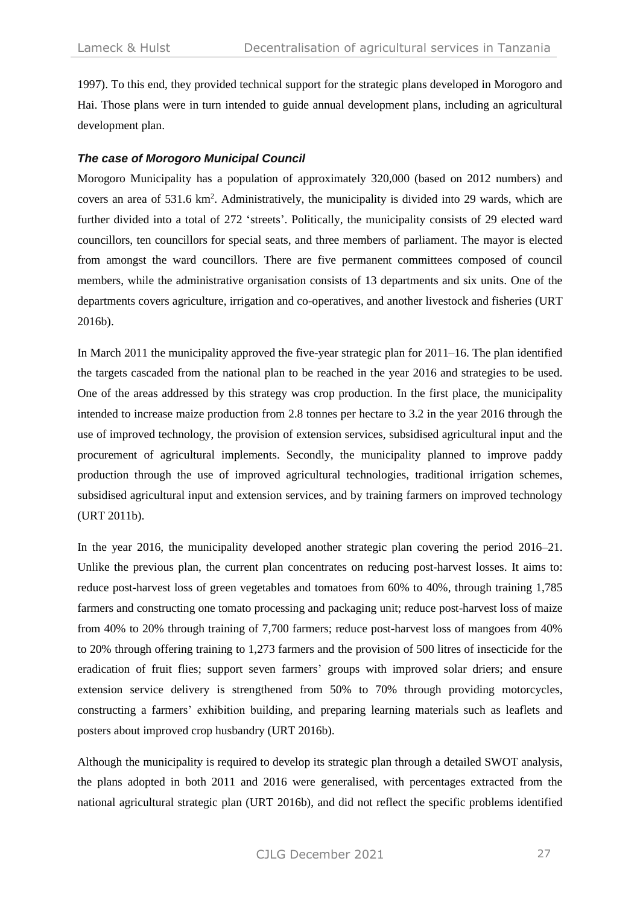1997). To this end, they provided technical support for the strategic plans developed in Morogoro and Hai. Those plans were in turn intended to guide annual development plans, including an agricultural development plan.

### *The case of Morogoro Municipal Council*

Morogoro Municipality has a population of approximately 320,000 (based on 2012 numbers) and covers an area of 531.6 km$^2$. Administratively, the municipality is divided into 29 wards, which are further divided into a total of 272 'streets'. Politically, the municipality consists of 29 elected ward councillors, ten councillors for special seats, and three members of parliament. The mayor is elected from amongst the ward councillors. There are five permanent committees composed of council members, while the administrative organisation consists of 13 departments and six units. One of the departments covers agriculture, irrigation and co-operatives, and another livestock and fisheries (URT 2016b).

In March 2011 the municipality approved the five-year strategic plan for 2011–16. The plan identified the targets cascaded from the national plan to be reached in the year 2016 and strategies to be used. One of the areas addressed by this strategy was crop production. In the first place, the municipality intended to increase maize production from 2.8 tonnes per hectare to 3.2 in the year 2016 through the use of improved technology, the provision of extension services, subsidised agricultural input and the procurement of agricultural implements. Secondly, the municipality planned to improve paddy production through the use of improved agricultural technologies, traditional irrigation schemes, subsidised agricultural input and extension services, and by training farmers on improved technology (URT 2011b).

In the year 2016, the municipality developed another strategic plan covering the period 2016–21. Unlike the previous plan, the current plan concentrates on reducing post-harvest losses. It aims to: reduce post-harvest loss of green vegetables and tomatoes from 60% to 40%, through training 1,785 farmers and constructing one tomato processing and packaging unit; reduce post-harvest loss of maize from 40% to 20% through training of 7,700 farmers; reduce post-harvest loss of mangoes from 40% to 20% through offering training to 1,273 farmers and the provision of 500 litres of insecticide for the eradication of fruit flies; support seven farmers' groups with improved solar driers; and ensure extension service delivery is strengthened from 50% to 70% through providing motorcycles, constructing a farmers' exhibition building, and preparing learning materials such as leaflets and posters about improved crop husbandry (URT 2016b).

Although the municipality is required to develop its strategic plan through a detailed SWOT analysis, the plans adopted in both 2011 and 2016 were generalised, with percentages extracted from the national agricultural strategic plan (URT 2016b), and did not reflect the specific problems identified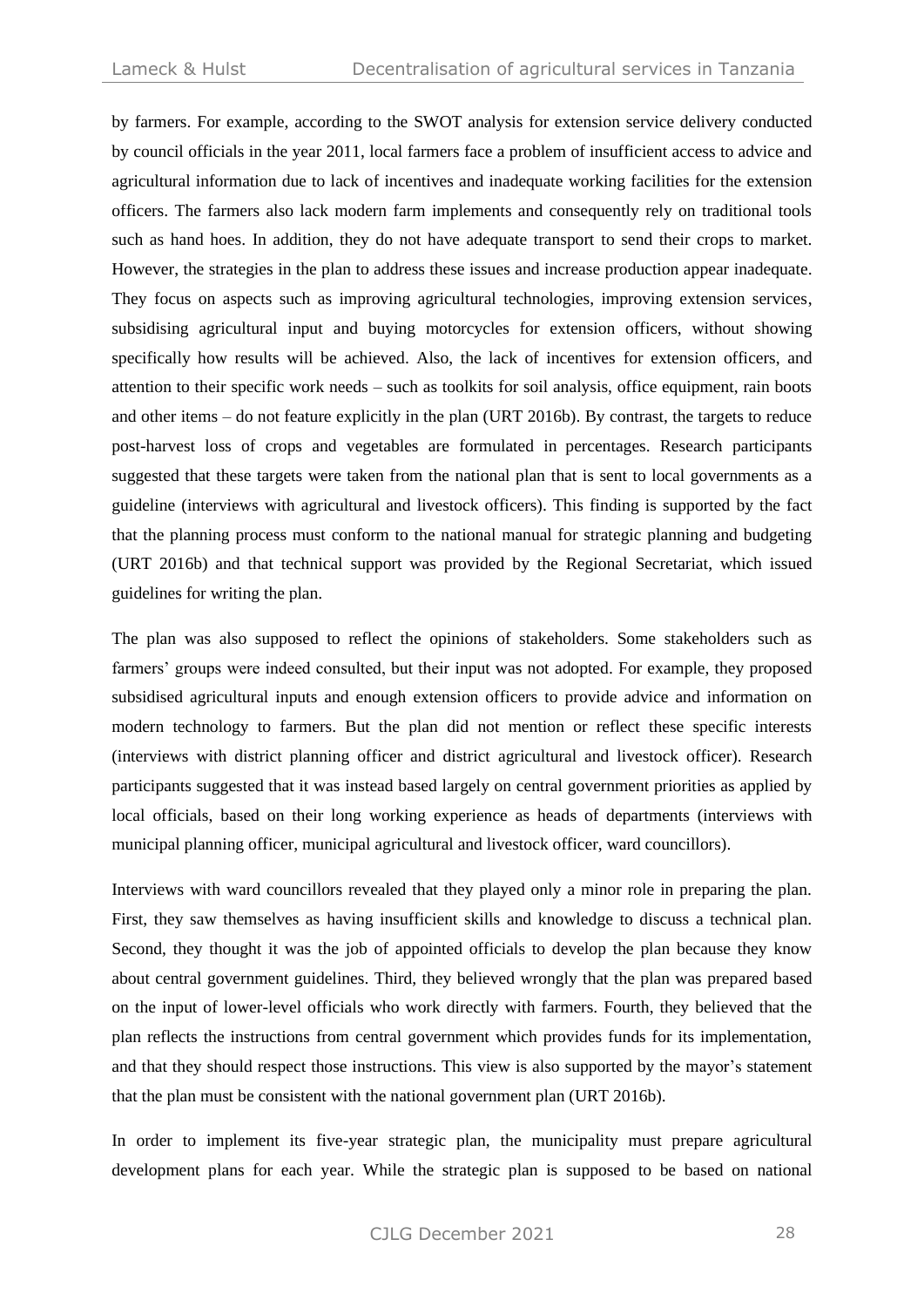by farmers. For example, according to the SWOT analysis for extension service delivery conducted by council officials in the year 2011, local farmers face a problem of insufficient access to advice and agricultural information due to lack of incentives and inadequate working facilities for the extension officers. The farmers also lack modern farm implements and consequently rely on traditional tools such as hand hoes. In addition, they do not have adequate transport to send their crops to market. However, the strategies in the plan to address these issues and increase production appear inadequate. They focus on aspects such as improving agricultural technologies, improving extension services, subsidising agricultural input and buying motorcycles for extension officers, without showing specifically how results will be achieved. Also, the lack of incentives for extension officers, and attention to their specific work needs – such as toolkits for soil analysis, office equipment, rain boots and other items – do not feature explicitly in the plan (URT 2016b). By contrast, the targets to reduce post-harvest loss of crops and vegetables are formulated in percentages. Research participants suggested that these targets were taken from the national plan that is sent to local governments as a guideline (interviews with agricultural and livestock officers). This finding is supported by the fact that the planning process must conform to the national manual for strategic planning and budgeting (URT 2016b) and that technical support was provided by the Regional Secretariat, which issued guidelines for writing the plan.

The plan was also supposed to reflect the opinions of stakeholders. Some stakeholders such as farmers' groups were indeed consulted, but their input was not adopted. For example, they proposed subsidised agricultural inputs and enough extension officers to provide advice and information on modern technology to farmers. But the plan did not mention or reflect these specific interests (interviews with district planning officer and district agricultural and livestock officer). Research participants suggested that it was instead based largely on central government priorities as applied by local officials, based on their long working experience as heads of departments (interviews with municipal planning officer, municipal agricultural and livestock officer, ward councillors).

Interviews with ward councillors revealed that they played only a minor role in preparing the plan. First, they saw themselves as having insufficient skills and knowledge to discuss a technical plan. Second, they thought it was the job of appointed officials to develop the plan because they know about central government guidelines. Third, they believed wrongly that the plan was prepared based on the input of lower-level officials who work directly with farmers. Fourth, they believed that the plan reflects the instructions from central government which provides funds for its implementation, and that they should respect those instructions. This view is also supported by the mayor's statement that the plan must be consistent with the national government plan (URT 2016b).

In order to implement its five-year strategic plan, the municipality must prepare agricultural development plans for each year. While the strategic plan is supposed to be based on national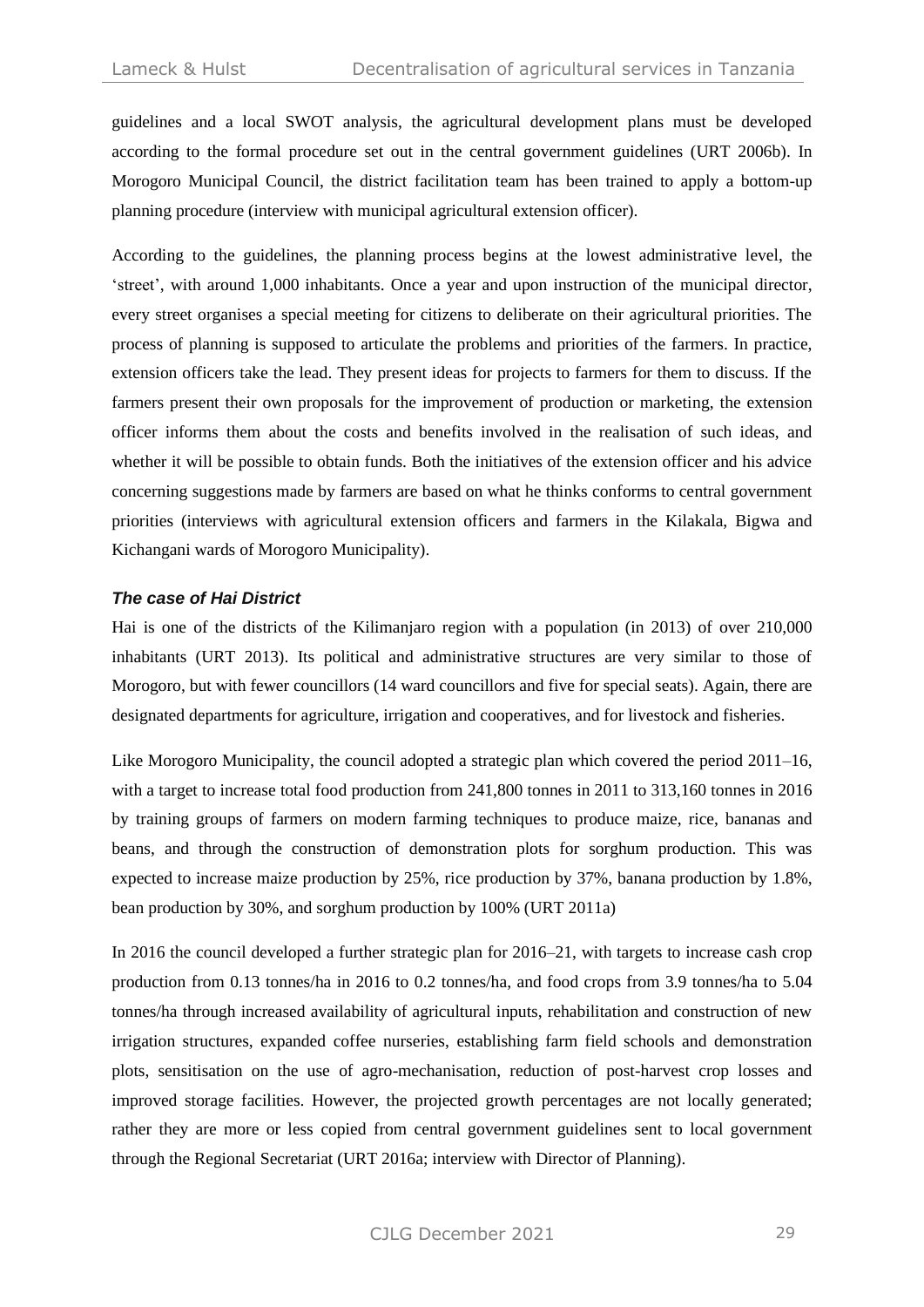guidelines and a local SWOT analysis, the agricultural development plans must be developed according to the formal procedure set out in the central government guidelines (URT 2006b). In Morogoro Municipal Council, the district facilitation team has been trained to apply a bottom-up planning procedure (interview with municipal agricultural extension officer).

According to the guidelines, the planning process begins at the lowest administrative level, the 'street', with around 1,000 inhabitants. Once a year and upon instruction of the municipal director, every street organises a special meeting for citizens to deliberate on their agricultural priorities. The process of planning is supposed to articulate the problems and priorities of the farmers. In practice, extension officers take the lead. They present ideas for projects to farmers for them to discuss. If the farmers present their own proposals for the improvement of production or marketing, the extension officer informs them about the costs and benefits involved in the realisation of such ideas, and whether it will be possible to obtain funds. Both the initiatives of the extension officer and his advice concerning suggestions made by farmers are based on what he thinks conforms to central government priorities (interviews with agricultural extension officers and farmers in the Kilakala, Bigwa and Kichangani wards of Morogoro Municipality).

### *The case of Hai District*

Hai is one of the districts of the Kilimanjaro region with a population (in 2013) of over 210,000 inhabitants (URT 2013). Its political and administrative structures are very similar to those of Morogoro, but with fewer councillors (14 ward councillors and five for special seats). Again, there are designated departments for agriculture, irrigation and cooperatives, and for livestock and fisheries.

Like Morogoro Municipality, the council adopted a strategic plan which covered the period 2011–16, with a target to increase total food production from 241,800 tonnes in 2011 to 313,160 tonnes in 2016 by training groups of farmers on modern farming techniques to produce maize, rice, bananas and beans, and through the construction of demonstration plots for sorghum production. This was expected to increase maize production by 25%, rice production by 37%, banana production by 1.8%, bean production by 30%, and sorghum production by 100% (URT 2011a)

In 2016 the council developed a further strategic plan for 2016–21, with targets to increase cash crop production from 0.13 tonnes/ha in 2016 to 0.2 tonnes/ha, and food crops from 3.9 tonnes/ha to 5.04 tonnes/ha through increased availability of agricultural inputs, rehabilitation and construction of new irrigation structures, expanded coffee nurseries, establishing farm field schools and demonstration plots, sensitisation on the use of agro-mechanisation, reduction of post-harvest crop losses and improved storage facilities. However, the projected growth percentages are not locally generated; rather they are more or less copied from central government guidelines sent to local government through the Regional Secretariat (URT 2016a; interview with Director of Planning).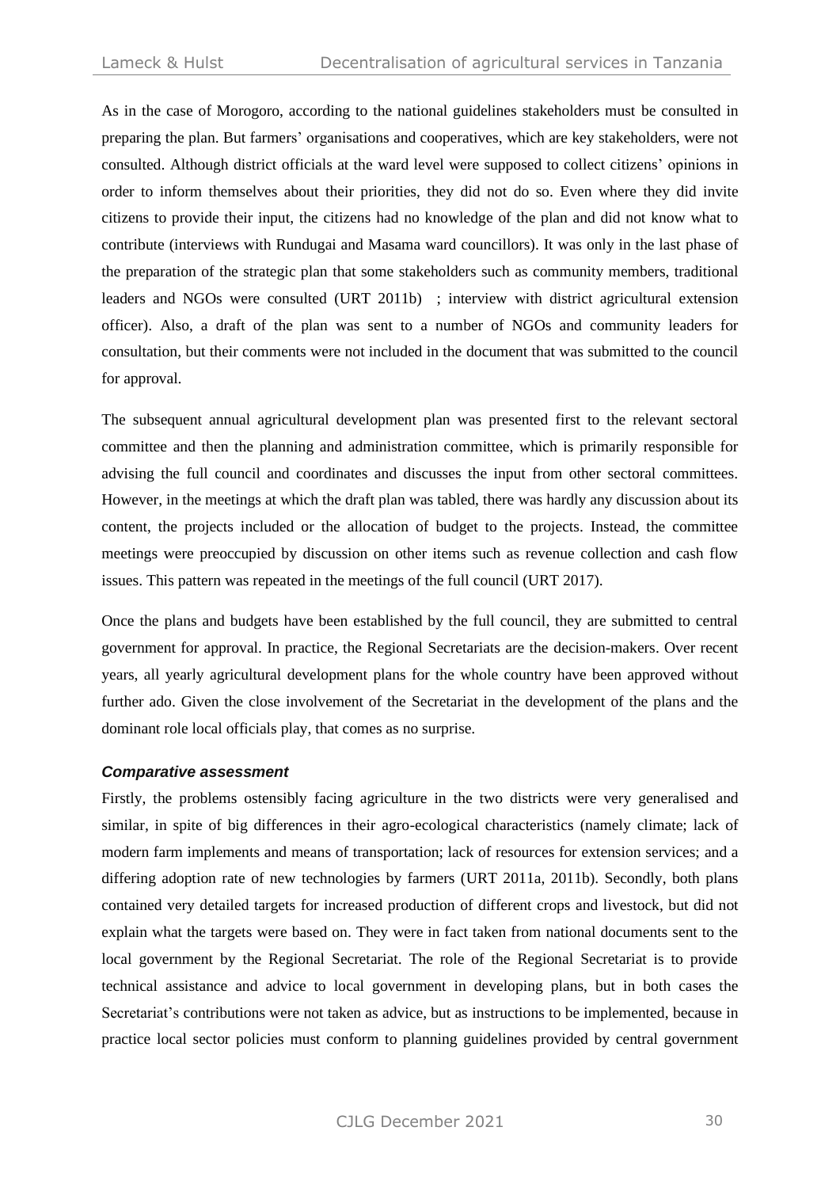As in the case of Morogoro, according to the national guidelines stakeholders must be consulted in preparing the plan. But farmers' organisations and cooperatives, which are key stakeholders, were not consulted. Although district officials at the ward level were supposed to collect citizens' opinions in order to inform themselves about their priorities, they did not do so. Even where they did invite citizens to provide their input, the citizens had no knowledge of the plan and did not know what to contribute (interviews with Rundugai and Masama ward councillors). It was only in the last phase of the preparation of the strategic plan that some stakeholders such as community members, traditional leaders and NGOs were consulted (URT 2011b) ; interview with district agricultural extension officer). Also, a draft of the plan was sent to a number of NGOs and community leaders for consultation, but their comments were not included in the document that was submitted to the council for approval.

The subsequent annual agricultural development plan was presented first to the relevant sectoral committee and then the planning and administration committee, which is primarily responsible for advising the full council and coordinates and discusses the input from other sectoral committees. However, in the meetings at which the draft plan was tabled, there was hardly any discussion about its content, the projects included or the allocation of budget to the projects. Instead, the committee meetings were preoccupied by discussion on other items such as revenue collection and cash flow issues. This pattern was repeated in the meetings of the full council (URT 2017).

Once the plans and budgets have been established by the full council, they are submitted to central government for approval. In practice, the Regional Secretariats are the decision-makers. Over recent years, all yearly agricultural development plans for the whole country have been approved without further ado. Given the close involvement of the Secretariat in the development of the plans and the dominant role local officials play, that comes as no surprise.

### *Comparative assessment*

Firstly, the problems ostensibly facing agriculture in the two districts were very generalised and similar, in spite of big differences in their agro-ecological characteristics (namely climate; lack of modern farm implements and means of transportation; lack of resources for extension services; and a differing adoption rate of new technologies by farmers (URT 2011a, 2011b). Secondly, both plans contained very detailed targets for increased production of different crops and livestock, but did not explain what the targets were based on. They were in fact taken from national documents sent to the local government by the Regional Secretariat. The role of the Regional Secretariat is to provide technical assistance and advice to local government in developing plans, but in both cases the Secretariat's contributions were not taken as advice, but as instructions to be implemented, because in practice local sector policies must conform to planning guidelines provided by central government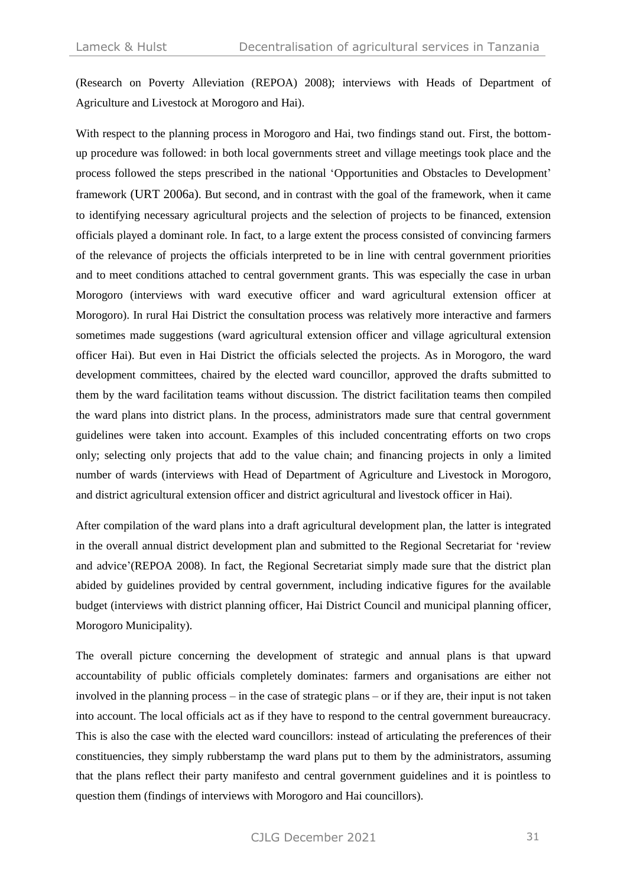(Research on Poverty Alleviation (REPOA) 2008); interviews with Heads of Department of Agriculture and Livestock at Morogoro and Hai).

With respect to the planning process in Morogoro and Hai, two findings stand out. First, the bottom-up procedure was followed: in both local governments street and village meetings took place and the process followed the steps prescribed in the national 'Opportunities and Obstacles to Development' framework (URT 2006a). But second, and in contrast with the goal of the framework, when it came to identifying necessary agricultural projects and the selection of projects to be financed, extension officials played a dominant role. In fact, to a large extent the process consisted of convincing farmers of the relevance of projects the officials interpreted to be in line with central government priorities and to meet conditions attached to central government grants. This was especially the case in urban Morogoro (interviews with ward executive officer and ward agricultural extension officer at Morogoro). In rural Hai District the consultation process was relatively more interactive and farmers sometimes made suggestions (ward agricultural extension officer and village agricultural extension officer Hai). But even in Hai District the officials selected the projects. As in Morogoro, the ward development committees, chaired by the elected ward councillor, approved the drafts submitted to them by the ward facilitation teams without discussion. The district facilitation teams then compiled the ward plans into district plans. In the process, administrators made sure that central government guidelines were taken into account. Examples of this included concentrating efforts on two crops only; selecting only projects that add to the value chain; and financing projects in only a limited number of wards (interviews with Head of Department of Agriculture and Livestock in Morogoro, and district agricultural extension officer and district agricultural and livestock officer in Hai).

After compilation of the ward plans into a draft agricultural development plan, the latter is integrated in the overall annual district development plan and submitted to the Regional Secretariat for 'review and advice'(REPOA 2008). In fact, the Regional Secretariat simply made sure that the district plan abided by guidelines provided by central government, including indicative figures for the available budget (interviews with district planning officer, Hai District Council and municipal planning officer, Morogoro Municipality).

The overall picture concerning the development of strategic and annual plans is that upward accountability of public officials completely dominates: farmers and organisations are either not involved in the planning process – in the case of strategic plans – or if they are, their input is not taken into account. The local officials act as if they have to respond to the central government bureaucracy. This is also the case with the elected ward councillors: instead of articulating the preferences of their constituencies, they simply rubberstamp the ward plans put to them by the administrators, assuming that the plans reflect their party manifesto and central government guidelines and it is pointless to question them (findings of interviews with Morogoro and Hai councillors).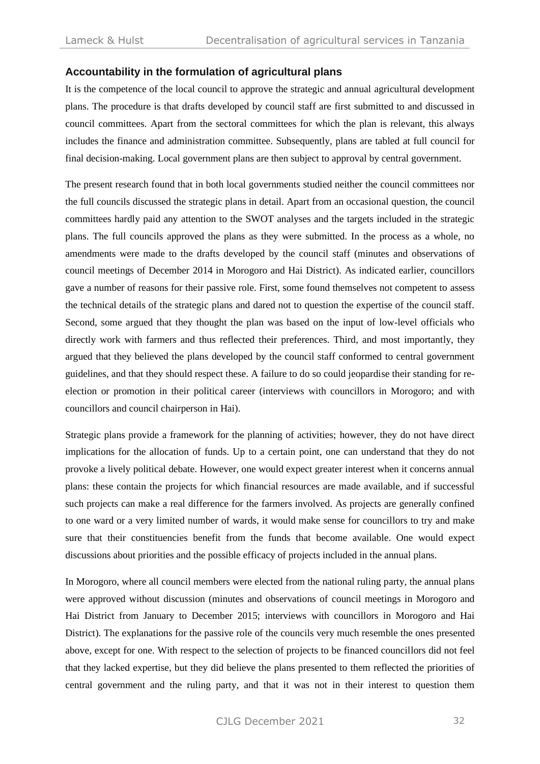### Accountability in the formulation of agricultural plans

It is the competence of the local council to approve the strategic and annual agricultural development plans. The procedure is that drafts developed by council staff are first submitted to and discussed in council committees. Apart from the sectoral committees for which the plan is relevant, this always includes the finance and administration committee. Subsequently, plans are tabled at full council for final decision-making. Local government plans are then subject to approval by central government.

The present research found that in both local governments studied neither the council committees nor the full councils discussed the strategic plans in detail. Apart from an occasional question, the council committees hardly paid any attention to the SWOT analyses and the targets included in the strategic plans. The full councils approved the plans as they were submitted. In the process as a whole, no amendments were made to the drafts developed by the council staff (minutes and observations of council meetings of December 2014 in Morogoro and Hai District). As indicated earlier, councillors gave a number of reasons for their passive role. First, some found themselves not competent to assess the technical details of the strategic plans and dared not to question the expertise of the council staff. Second, some argued that they thought the plan was based on the input of low-level officials who directly work with farmers and thus reflected their preferences. Third, and most importantly, they argued that they believed the plans developed by the council staff conformed to central government guidelines, and that they should respect these. A failure to do so could jeopardise their standing for re-election or promotion in their political career (interviews with councillors in Morogoro; and with councillors and council chairperson in Hai).

Strategic plans provide a framework for the planning of activities; however, they do not have direct implications for the allocation of funds. Up to a certain point, one can understand that they do not provoke a lively political debate. However, one would expect greater interest when it concerns annual plans: these contain the projects for which financial resources are made available, and if successful such projects can make a real difference for the farmers involved. As projects are generally confined to one ward or a very limited number of wards, it would make sense for councillors to try and make sure that their constituencies benefit from the funds that become available. One would expect discussions about priorities and the possible efficacy of projects included in the annual plans.

In Morogoro, where all council members were elected from the national ruling party, the annual plans were approved without discussion (minutes and observations of council meetings in Morogoro and Hai District from January to December 2015; interviews with councillors in Morogoro and Hai District). The explanations for the passive role of the councils very much resemble the ones presented above, except for one. With respect to the selection of projects to be financed councillors did not feel that they lacked expertise, but they did believe the plans presented to them reflected the priorities of central government and the ruling party, and that it was not in their interest to question them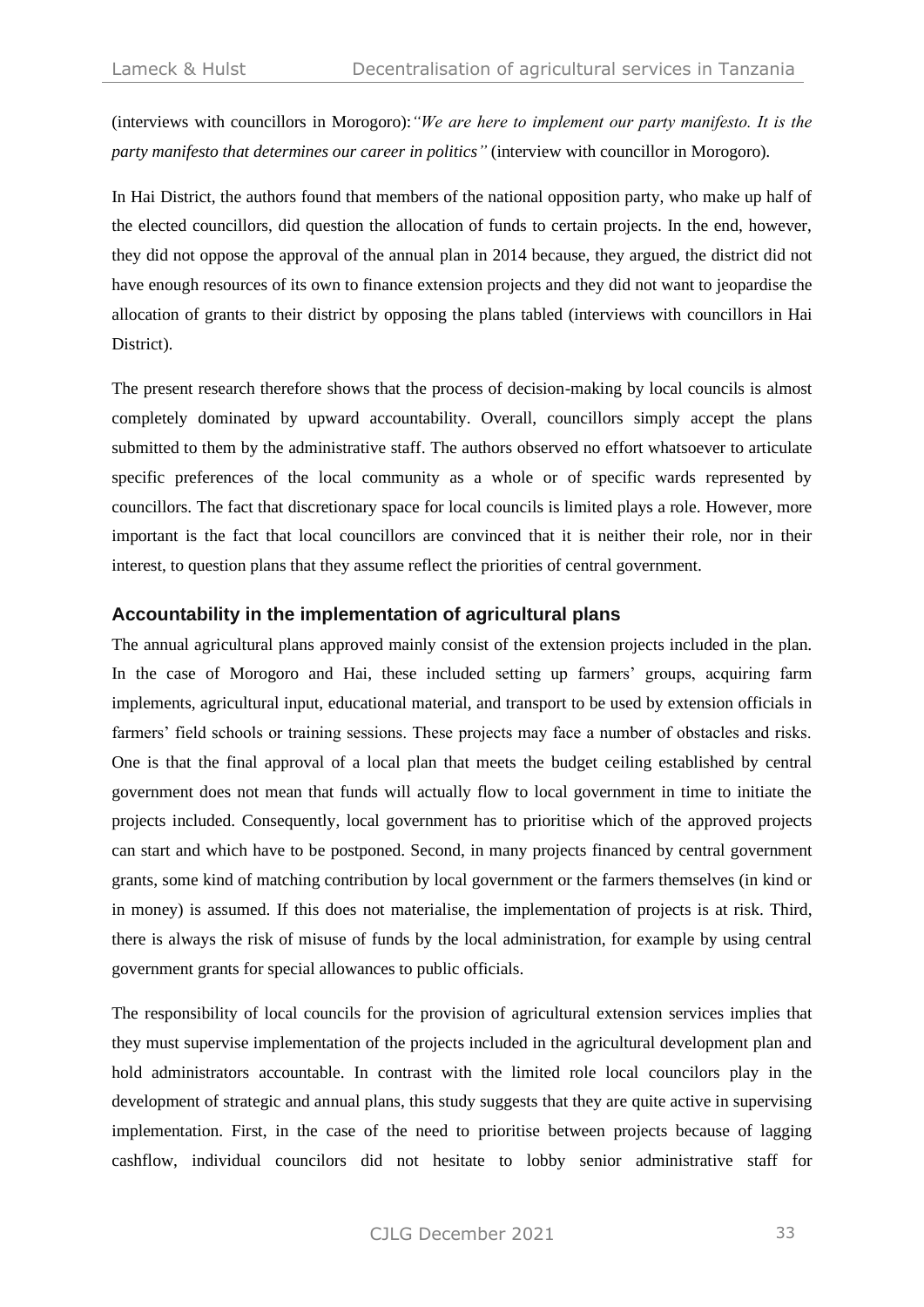(interviews with councillors in Morogoro): *"We are here to implement our party manifesto. It is the party manifesto that determines our career in politics"* (interview with councillor in Morogoro).

In Hai District, the authors found that members of the national opposition party, who make up half of the elected councillors, did question the allocation of funds to certain projects. In the end, however, they did not oppose the approval of the annual plan in 2014 because, they argued, the district did not have enough resources of its own to finance extension projects and they did not want to jeopardise the allocation of grants to their district by opposing the plans tabled (interviews with councillors in Hai District).

The present research therefore shows that the process of decision-making by local councils is almost completely dominated by upward accountability. Overall, councillors simply accept the plans submitted to them by the administrative staff. The authors observed no effort whatsoever to articulate specific preferences of the local community as a whole or of specific wards represented by councillors. The fact that discretionary space for local councils is limited plays a role. However, more important is the fact that local councillors are convinced that it is neither their role, nor in their interest, to question plans that they assume reflect the priorities of central government.

### Accountability in the implementation of agricultural plans

The annual agricultural plans approved mainly consist of the extension projects included in the plan. In the case of Morogoro and Hai, these included setting up farmers' groups, acquiring farm implements, agricultural input, educational material, and transport to be used by extension officials in farmers' field schools or training sessions. These projects may face a number of obstacles and risks. One is that the final approval of a local plan that meets the budget ceiling established by central government does not mean that funds will actually flow to local government in time to initiate the projects included. Consequently, local government has to prioritise which of the approved projects can start and which have to be postponed. Second, in many projects financed by central government grants, some kind of matching contribution by local government or the farmers themselves (in kind or in money) is assumed. If this does not materialise, the implementation of projects is at risk. Third, there is always the risk of misuse of funds by the local administration, for example by using central government grants for special allowances to public officials.

The responsibility of local councils for the provision of agricultural extension services implies that they must supervise implementation of the projects included in the agricultural development plan and hold administrators accountable. In contrast with the limited role local councilors play in the development of strategic and annual plans, this study suggests that they are quite active in supervising implementation. First, in the case of the need to prioritise between projects because of lagging cashflow, individual councilors did not hesitate to lobby senior administrative staff for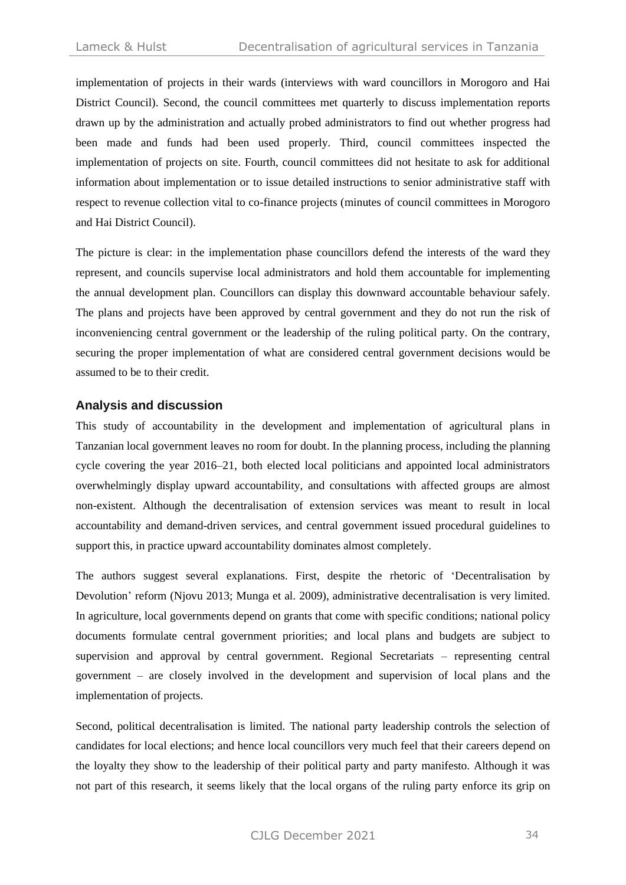implementation of projects in their wards (interviews with ward councillors in Morogoro and Hai District Council). Second, the council committees met quarterly to discuss implementation reports drawn up by the administration and actually probed administrators to find out whether progress had been made and funds had been used properly. Third, council committees inspected the implementation of projects on site. Fourth, council committees did not hesitate to ask for additional information about implementation or to issue detailed instructions to senior administrative staff with respect to revenue collection vital to co-finance projects (minutes of council committees in Morogoro and Hai District Council).

The picture is clear: in the implementation phase councillors defend the interests of the ward they represent, and councils supervise local administrators and hold them accountable for implementing the annual development plan. Councillors can display this downward accountable behaviour safely. The plans and projects have been approved by central government and they do not run the risk of inconveniencing central government or the leadership of the ruling political party. On the contrary, securing the proper implementation of what are considered central government decisions would be assumed to be to their credit.

## Analysis and discussion

This study of accountability in the development and implementation of agricultural plans in Tanzanian local government leaves no room for doubt. In the planning process, including the planning cycle covering the year 2016–21, both elected local politicians and appointed local administrators overwhelmingly display upward accountability, and consultations with affected groups are almost non-existent. Although the decentralisation of extension services was meant to result in local accountability and demand-driven services, and central government issued procedural guidelines to support this, in practice upward accountability dominates almost completely.

The authors suggest several explanations. First, despite the rhetoric of 'Decentralisation by Devolution' reform (Njovu 2013; Munga et al. 2009), administrative decentralisation is very limited. In agriculture, local governments depend on grants that come with specific conditions; national policy documents formulate central government priorities; and local plans and budgets are subject to supervision and approval by central government. Regional Secretariats – representing central government – are closely involved in the development and supervision of local plans and the implementation of projects.

Second, political decentralisation is limited. The national party leadership controls the selection of candidates for local elections; and hence local councillors very much feel that their careers depend on the loyalty they show to the leadership of their political party and party manifesto. Although it was not part of this research, it seems likely that the local organs of the ruling party enforce its grip on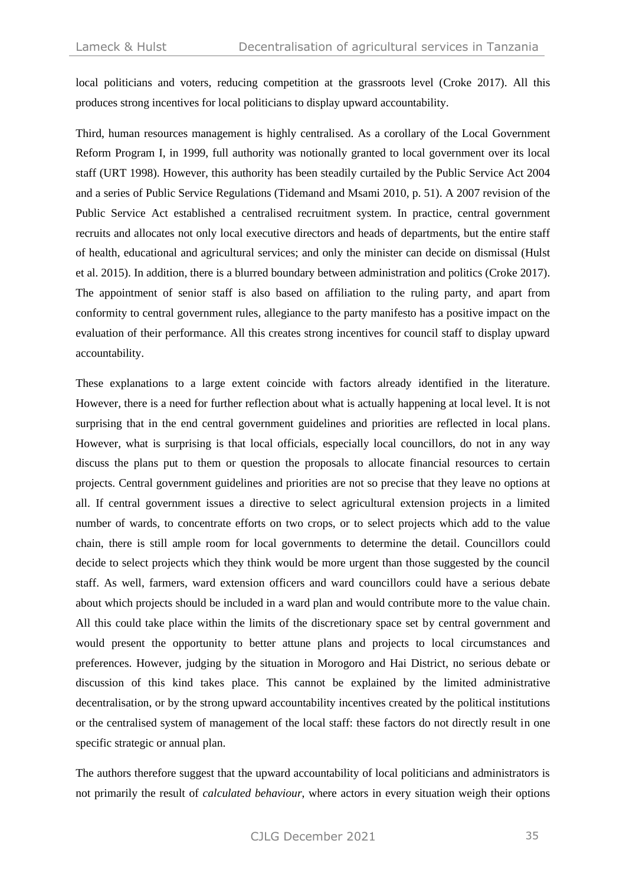local politicians and voters, reducing competition at the grassroots level (Croke 2017). All this produces strong incentives for local politicians to display upward accountability.

Third, human resources management is highly centralised. As a corollary of the Local Government Reform Program I, in 1999, full authority was notionally granted to local government over its local staff (URT 1998). However, this authority has been steadily curtailed by the Public Service Act 2004 and a series of Public Service Regulations (Tidemand and Msami 2010, p. 51). A 2007 revision of the Public Service Act established a centralised recruitment system. In practice, central government recruits and allocates not only local executive directors and heads of departments, but the entire staff of health, educational and agricultural services; and only the minister can decide on dismissal (Hulst et al. 2015). In addition, there is a blurred boundary between administration and politics (Croke 2017). The appointment of senior staff is also based on affiliation to the ruling party, and apart from conformity to central government rules, allegiance to the party manifesto has a positive impact on the evaluation of their performance. All this creates strong incentives for council staff to display upward accountability.

These explanations to a large extent coincide with factors already identified in the literature. However, there is a need for further reflection about what is actually happening at local level. It is not surprising that in the end central government guidelines and priorities are reflected in local plans. However, what is surprising is that local officials, especially local councillors, do not in any way discuss the plans put to them or question the proposals to allocate financial resources to certain projects. Central government guidelines and priorities are not so precise that they leave no options at all. If central government issues a directive to select agricultural extension projects in a limited number of wards, to concentrate efforts on two crops, or to select projects which add to the value chain, there is still ample room for local governments to determine the detail. Councillors could decide to select projects which they think would be more urgent than those suggested by the council staff. As well, farmers, ward extension officers and ward councillors could have a serious debate about which projects should be included in a ward plan and would contribute more to the value chain. All this could take place within the limits of the discretionary space set by central government and would present the opportunity to better attune plans and projects to local circumstances and preferences. However, judging by the situation in Morogoro and Hai District, no serious debate or discussion of this kind takes place. This cannot be explained by the limited administrative decentralisation, or by the strong upward accountability incentives created by the political institutions or the centralised system of management of the local staff: these factors do not directly result in one specific strategic or annual plan.

The authors therefore suggest that the upward accountability of local politicians and administrators is not primarily the result of *calculated behaviour*, where actors in every situation weigh their options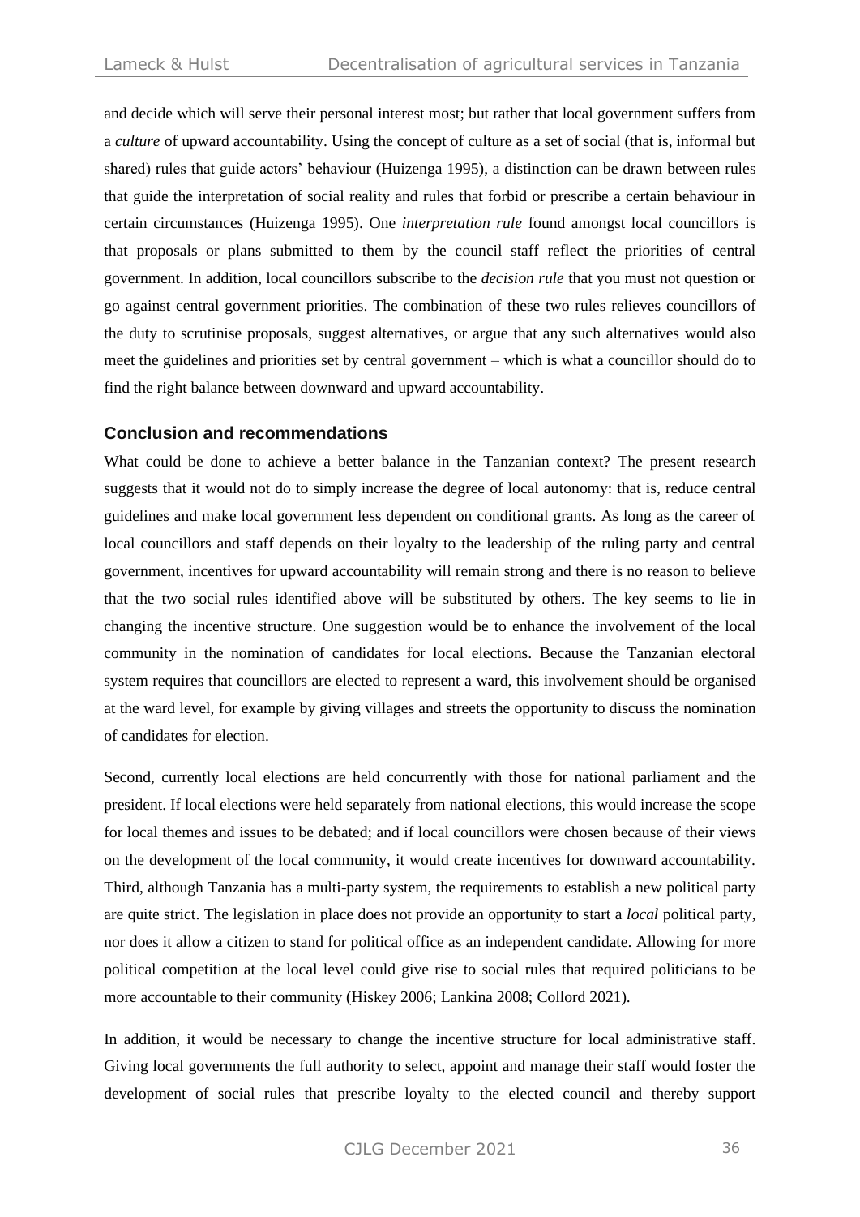and decide which will serve their personal interest most; but rather that local government suffers from a *culture* of upward accountability. Using the concept of culture as a set of social (that is, informal but shared) rules that guide actors' behaviour (Huizenga 1995), a distinction can be drawn between rules that guide the interpretation of social reality and rules that forbid or prescribe a certain behaviour in certain circumstances (Huizenga 1995). One *interpretation rule* found amongst local councillors is that proposals or plans submitted to them by the council staff reflect the priorities of central government. In addition, local councillors subscribe to the *decision rule* that you must not question or go against central government priorities. The combination of these two rules relieves councillors of the duty to scrutinise proposals, suggest alternatives, or argue that any such alternatives would also meet the guidelines and priorities set by central government – which is what a councillor should do to find the right balance between downward and upward accountability.

## Conclusion and recommendations

What could be done to achieve a better balance in the Tanzanian context? The present research suggests that it would not do to simply increase the degree of local autonomy: that is, reduce central guidelines and make local government less dependent on conditional grants. As long as the career of local councillors and staff depends on their loyalty to the leadership of the ruling party and central government, incentives for upward accountability will remain strong and there is no reason to believe that the two social rules identified above will be substituted by others. The key seems to lie in changing the incentive structure. One suggestion would be to enhance the involvement of the local community in the nomination of candidates for local elections. Because the Tanzanian electoral system requires that councillors are elected to represent a ward, this involvement should be organised at the ward level, for example by giving villages and streets the opportunity to discuss the nomination of candidates for election.

Second, currently local elections are held concurrently with those for national parliament and the president. If local elections were held separately from national elections, this would increase the scope for local themes and issues to be debated; and if local councillors were chosen because of their views on the development of the local community, it would create incentives for downward accountability. Third, although Tanzania has a multi-party system, the requirements to establish a new political party are quite strict. The legislation in place does not provide an opportunity to start a *local* political party, nor does it allow a citizen to stand for political office as an independent candidate. Allowing for more political competition at the local level could give rise to social rules that required politicians to be more accountable to their community (Hiskey 2006; Lankina 2008; Collord 2021).

In addition, it would be necessary to change the incentive structure for local administrative staff. Giving local governments the full authority to select, appoint and manage their staff would foster the development of social rules that prescribe loyalty to the elected council and thereby support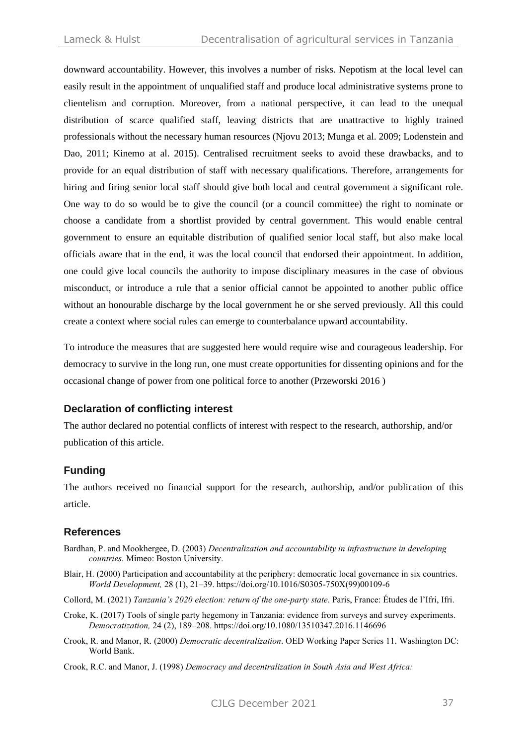downward accountability. However, this involves a number of risks. Nepotism at the local level can easily result in the appointment of unqualified staff and produce local administrative systems prone to clientelism and corruption. Moreover, from a national perspective, it can lead to the unequal distribution of scarce qualified staff, leaving districts that are unattractive to highly trained professionals without the necessary human resources (Njovu 2013; Munga et al. 2009; Lodenstein and Dao, 2011; Kinemo at al. 2015). Centralised recruitment seeks to avoid these drawbacks, and to provide for an equal distribution of staff with necessary qualifications. Therefore, arrangements for hiring and firing senior local staff should give both local and central government a significant role. One way to do so would be to give the council (or a council committee) the right to nominate or choose a candidate from a shortlist provided by central government. This would enable central government to ensure an equitable distribution of qualified senior local staff, but also make local officials aware that in the end, it was the local council that endorsed their appointment. In addition, one could give local councils the authority to impose disciplinary measures in the case of obvious misconduct, or introduce a rule that a senior official cannot be appointed to another public office without an honourable discharge by the local government he or she served previously. All this could create a context where social rules can emerge to counterbalance upward accountability.

To introduce the measures that are suggested here would require wise and courageous leadership. For democracy to survive in the long run, one must create opportunities for dissenting opinions and for the occasional change of power from one political force to another (Przeworski 2016 )

## Declaration of conflicting interest

The author declared no potential conflicts of interest with respect to the research, authorship, and/or publication of this article.

## Funding

The authors received no financial support for the research, authorship, and/or publication of this article.

## References

Bardhan, P. and Mookhergee, D. (2003) *Decentralization and accountability in infrastructure in developing countries.* Mimeo: Boston University.

Blair, H. (2000) Participation and accountability at the periphery: democratic local governance in six countries. *World Development,* 28 (1), 21–39. https://doi.org/10.1016/S0305-750X(99)00109-6

Collord, M. (2021) *Tanzania's 2020 election: return of the one-party state*. Paris, France: Études de l'Ifri, Ifri.

Croke, K. (2017) Tools of single party hegemony in Tanzania: evidence from surveys and survey experiments. *Democratization,* 24 (2), 189–208. https://doi.org/10.1080/13510347.2016.1146696

Crook, R. and Manor, R. (2000) *Democratic decentralization*. OED Working Paper Series 11. Washington DC: World Bank.

Crook, R.C. and Manor, J. (1998) *Democracy and decentralization in South Asia and West Africa:*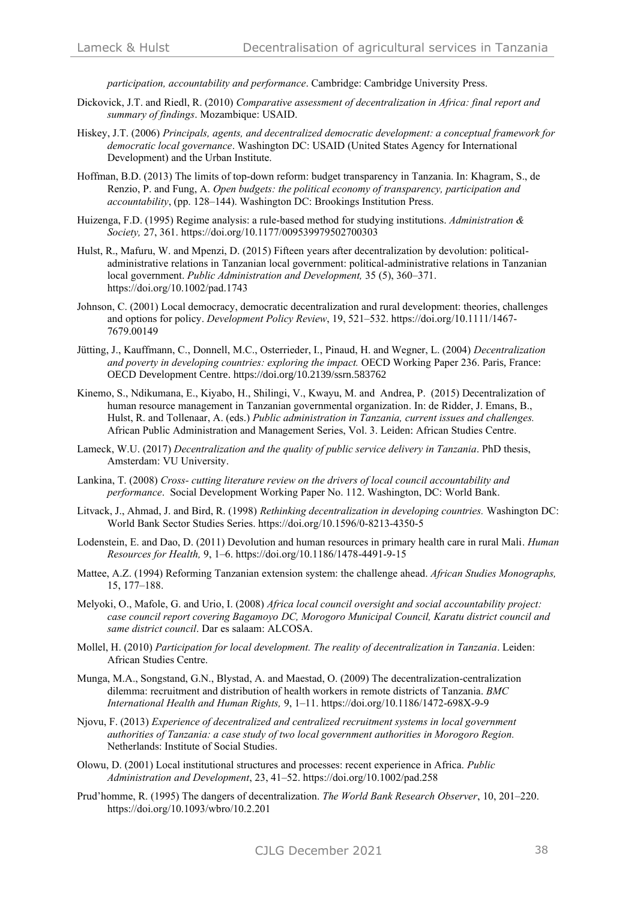*participation, accountability and performance*. Cambridge: Cambridge University Press.

Dickovick, J.T. and Riedl, R. (2010) *Comparative assessment of decentralization in Africa: final report and summary of findings*. Mozambique: USAID.

Hiskey, J.T. (2006) *Principals, agents, and decentralized democratic development: a conceptual framework for democratic local governance*. Washington DC: USAID (United States Agency for International Development) and the Urban Institute.

Hoffman, B.D. (2013) The limits of top-down reform: budget transparency in Tanzania. In: Khagram, S., de Renzio, P. and Fung, A. *Open budgets: the political economy of transparency, participation and accountability*, (pp. 128–144). Washington DC: Brookings Institution Press.

Huizenga, F.D. (1995) Regime analysis: a rule-based method for studying institutions. *Administration & Society,* 27, 361. https://doi.org/10.1177/009539979502700303

Hulst, R., Mafuru, W. and Mpenzi, D. (2015) Fifteen years after decentralization by devolution: political-administrative relations in Tanzanian local government: political-administrative relations in Tanzanian local government. *Public Administration and Development,* 35 (5), 360–371. https://doi.org/10.1002/pad.1743

Johnson, C. (2001) Local democracy, democratic decentralization and rural development: theories, challenges and options for policy. *Development Policy Review*, 19, 521–532. https://doi.org/10.1111/1467-7679.00149

Jütting, J., Kauffmann, C., Donnell, M.C., Osterrieder, I., Pinaud, H. and Wegner, L. (2004) *Decentralization and poverty in developing countries: exploring the impact.* OECD Working Paper 236. Paris, France: OECD Development Centre. https://doi.org/10.2139/ssrn.583762

Kinemo, S., Ndikumana, E., Kiyabo, H., Shilingi, V., Kwayu, M. and Andrea, P. (2015) Decentralization of human resource management in Tanzanian governmental organization. In: de Ridder, J. Emans, B., Hulst, R. and Tollenaar, A. (eds.) *Public administration in Tanzania, current issues and challenges.* African Public Administration and Management Series, Vol. 3. Leiden: African Studies Centre.

Lameck, W.U. (2017) *Decentralization and the quality of public service delivery in Tanzania*. PhD thesis, Amsterdam: VU University.

Lankina, T. (2008) *Cross- cutting literature review on the drivers of local council accountability and performance*. Social Development Working Paper No. 112. Washington, DC: World Bank.

Litvack, J., Ahmad, J. and Bird, R. (1998) *Rethinking decentralization in developing countries.* Washington DC: World Bank Sector Studies Series. https://doi.org/10.1596/0-8213-4350-5

Lodenstein, E. and Dao, D. (2011) Devolution and human resources in primary health care in rural Mali. *Human Resources for Health,* 9, 1–6. https://doi.org/10.1186/1478-4491-9-15

Mattee, A.Z. (1994) Reforming Tanzanian extension system: the challenge ahead. *African Studies Monographs,* 15, 177–188.

Melyoki, O., Mafole, G. and Urio, I. (2008) *Africa local council oversight and social accountability project: case council report covering Bagamoyo DC, Morogoro Municipal Council, Karatu district council and same district council*. Dar es salaam: ALCOSA.

Mollel, H. (2010) *Participation for local development. The reality of decentralization in Tanzania*. Leiden: African Studies Centre.

Munga, M.A., Songstand, G.N., Blystad, A. and Maestad, O. (2009) The decentralization-centralization dilemma: recruitment and distribution of health workers in remote districts of Tanzania. *BMC International Health and Human Rights,* 9, 1–11. https://doi.org/10.1186/1472-698X-9-9

Njovu, F. (2013) *Experience of decentralized and centralized recruitment systems in local government authorities of Tanzania: a case study of two local government authorities in Morogoro Region.* Netherlands: Institute of Social Studies.

Olowu, D. (2001) Local institutional structures and processes: recent experience in Africa. *Public Administration and Development*, 23, 41–52. https://doi.org/10.1002/pad.258

Prud'homme, R. (1995) The dangers of decentralization. *The World Bank Research Observer*, 10, 201–220. https://doi.org/10.1093/wbro/10.2.201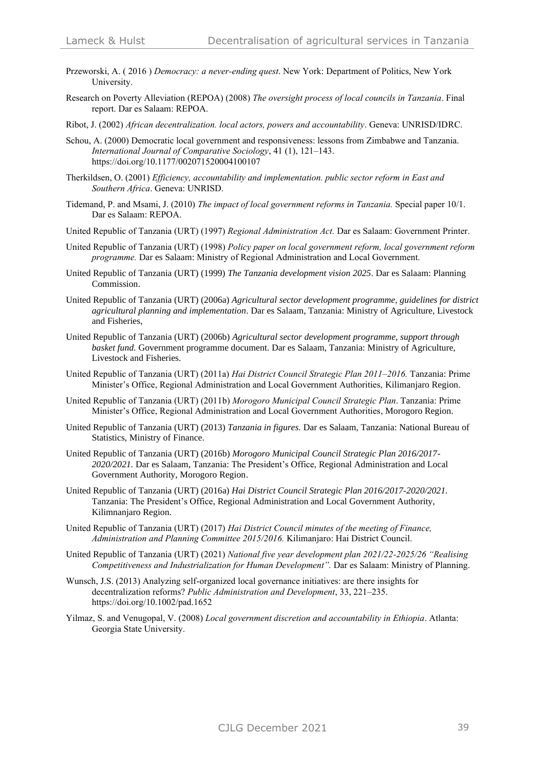Przeworski, A. ( 2016 ) *Democracy: a never-ending quest*. New York: Department of Politics, New York University.

Research on Poverty Alleviation (REPOA) (2008) *The oversight process of local councils in Tanzania*. Final report. Dar es Salaam: REPOA.

Ribot, J. (2002) *African decentralization. local actors, powers and accountability*. Geneva: UNRISD/IDRC.

Schou, A. (2000) Democratic local government and responsiveness: lessons from Zimbabwe and Tanzania. *International Journal of Comparative Sociology*, 41 (1), 121–143. https://doi.org/10.1177/002071520004100107

Therkildsen, O. (2001) *Efficiency, accountability and implementation. public sector reform in East and Southern Africa*. Geneva: UNRISD.

Tidemand, P. and Msami, J. (2010) *The impact of local government reforms in Tanzania.* Special paper 10/1. Dar es Salaam: REPOA.

United Republic of Tanzania (URT) (1997) *Regional Administration Act.* Dar es Salaam: Government Printer.

United Republic of Tanzania (URT) (1998) *Policy paper on local government reform, local government reform programme.* Dar es Salaam: Ministry of Regional Administration and Local Government.

United Republic of Tanzania (URT) (1999) *The Tanzania development vision 2025*. Dar es Salaam: Planning Commission.

United Republic of Tanzania (URT) (2006a) *Agricultural sector development programme, guidelines for district agricultural planning and implementation*. Dar es Salaam, Tanzania: Ministry of Agriculture, Livestock and Fisheries,

United Republic of Tanzania (URT) (2006b) *Agricultural sector development programme, support through basket fund.* Government programme document. Dar es Salaam, Tanzania: Ministry of Agriculture, Livestock and Fisheries.

United Republic of Tanzania (URT) (2011a) *Hai District Council Strategic Plan 2011–2016.* Tanzania: Prime Minister's Office, Regional Administration and Local Government Authorities, Kilimanjaro Region.

United Republic of Tanzania (URT) (2011b) *Morogoro Municipal Council Strategic Plan*. Tanzania: Prime Minister's Office, Regional Administration and Local Government Authorities, Morogoro Region.

United Republic of Tanzania (URT) (2013) *Tanzania in figures.* Dar es Salaam, Tanzania: National Bureau of Statistics, Ministry of Finance.

United Republic of Tanzania (URT) (2016b) *Morogoro Municipal Council Strategic Plan 2016/2017-2020/2021.* Dar es Salaam, Tanzania: The President's Office, Regional Administration and Local Government Authority, Morogoro Region.

United Republic of Tanzania (URT) (2016a) *Hai District Council Strategic Plan 2016/2017-2020/2021.* Tanzania: The President's Office, Regional Administration and Local Government Authority, Kilimnanjaro Region.

United Republic of Tanzania (URT) (2017) *Hai District Council minutes of the meeting of Finance, Administration and Planning Committee 2015/2016.* Kilimanjaro: Hai District Council.

United Republic of Tanzania (URT) (2021) *National five year development plan 2021/22-2025/26 "Realising Competitiveness and Industrialization for Human Development".* Dar es Salaam: Ministry of Planning.

Wunsch, J.S. (2013) Analyzing self-organized local governance initiatives: are there insights for decentralization reforms? *Public Administration and Development*, 33, 221–235. https://doi.org/10.1002/pad.1652

Yilmaz, S. and Venugopal, V. (2008) *Local government discretion and accountability in Ethiopia*. Atlanta: Georgia State University.